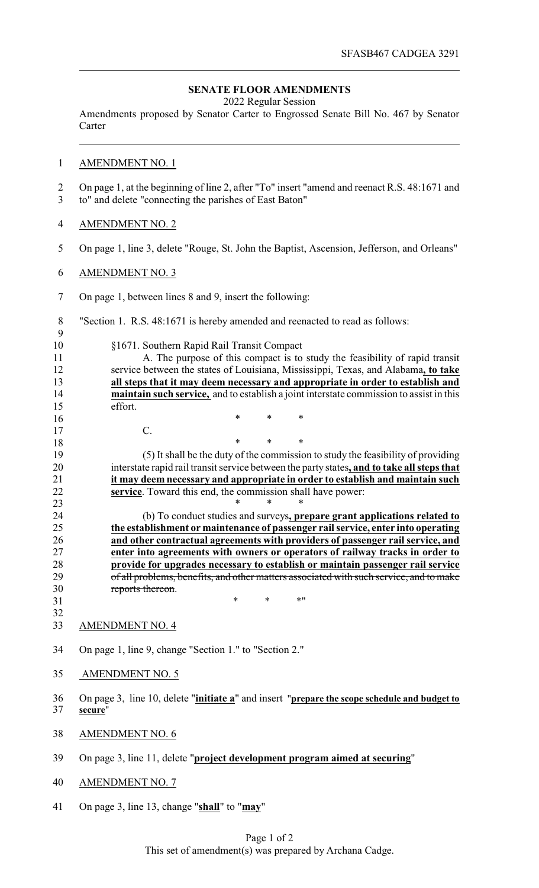SFASB467 CADGEA 3291

## SENATE FLOOR AMENDMENTS

2022 Regular Session

Amendments proposed by Senator Carter to Engrossed Senate Bill No. 467 by Senator Carter

AMENDMENT NO. 1

On page 1, at the beginning of line 2, after "To" insert "amend and reenact R.S. 48:1671 and to" and delete "connecting the parishes of East Baton"

AMENDMENT NO. 2

On page 1, line 3, delete "Rouge, St. John the Baptist, Ascension, Jefferson, and Orleans"

AMENDMENT NO. 3

On page 1, between lines 8 and 9, insert the following:

"Section 1. R.S. 48:1671 is hereby amended and reenacted to read as follows:

§1671. Southern Rapid Rail Transit Compact

A. The purpose of this compact is to study the feasibility of rapid transit service between the states of Louisiana, Mississippi, Texas, and Alabama**, to take all steps that it may deem necessary and appropriate in order to establish and maintain such service,** and to establish a joint interstate commission to assist in this effort.

\* \* \*

C.

\* \* \*

(5) It shall be the duty of the commission to study the feasibility of providing interstate rapid rail transit service between the party states**, and to take all steps that it may deem necessary and appropriate in order to establish and maintain such service**. Toward this end, the commission shall have power:

\* \* \*

(b) To conduct studies and surveys**, prepare grant applications related to the establishment or maintenance of passenger rail service, enter into operating and other contractual agreements with providers of passenger rail service, and enter into agreements with owners or operators of railway tracks in order to provide for upgrades necessary to establish or maintain passenger rail service** ~~of all problems, benefits, and other matters associated with such service, and to make reports thereon~~.

\* \* \*"

AMENDMENT NO. 4

On page 1, line 9, change "Section 1." to "Section 2."

AMENDMENT NO. 5

On page 3, line 10, delete "**initiate a**" and insert "**prepare the scope schedule and budget to secure**"

AMENDMENT NO. 6

On page 3, line 11, delete "**project development program aimed at securing**"

AMENDMENT NO. 7

On page 3, line 13, change "**shall**" to "**may**"

This set of amendment(s) was prepared by Archana Cadge.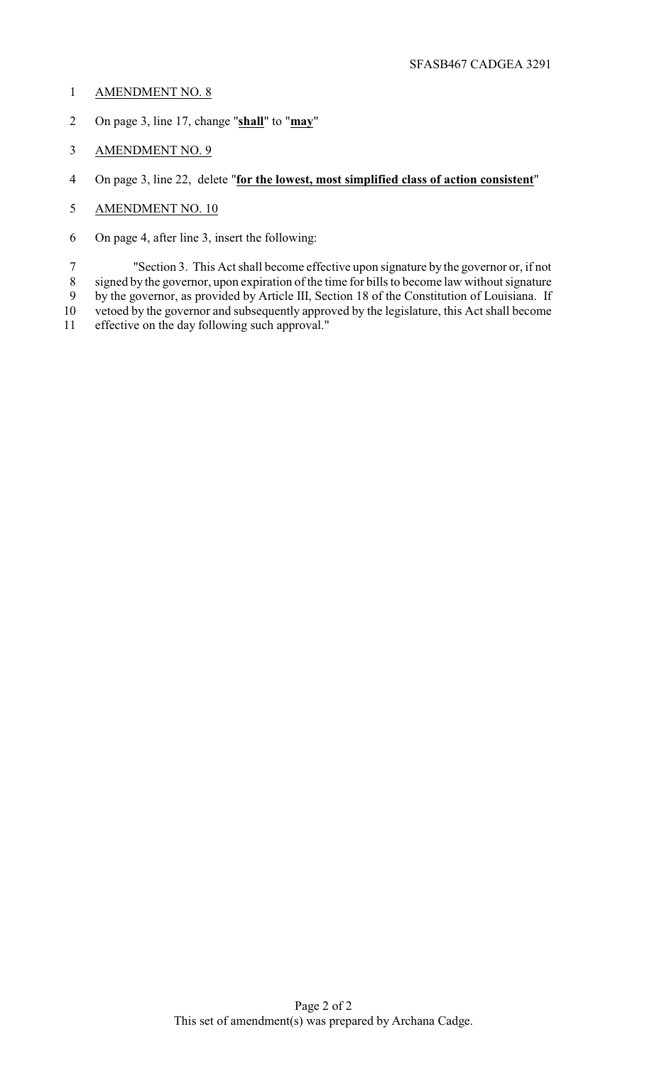AMENDMENT NO. 8

On page 3, line 17, change "**shall**" to "**may**"

AMENDMENT NO. 9

On page 3, line 22, delete "**for the lowest, most simplified class of action consistent**"

AMENDMENT NO. 10

On page 4, after line 3, insert the following:

"Section 3. This Act shall become effective upon signature by the governor or, if not signed by the governor, upon expiration of the time for bills to become law without signature by the governor, as provided by Article III, Section 18 of the Constitution of Louisiana. If vetoed by the governor and subsequently approved by the legislature, this Act shall become effective on the day following such approval."

This set of amendment(s) was prepared by Archana Cadge.